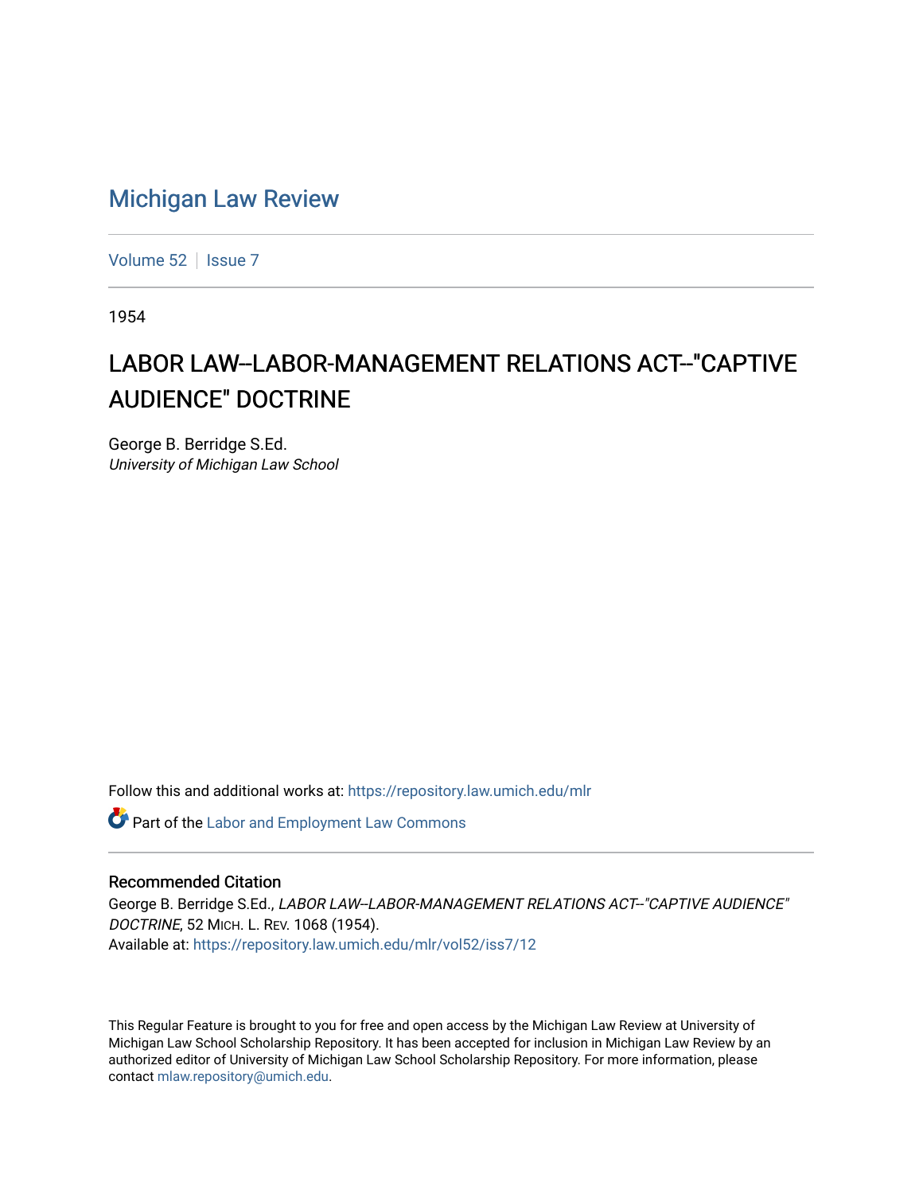# Michigan Law Review

Volume 52 | Issue 7

1954

## LABOR LAW--LABOR-MANAGEMENT RELATIONS ACT--"CAPTIVE AUDIENCE" DOCTRINE

George B. Berridge S.Ed.
*University of Michigan Law School*

Follow this and additional works at: https://repository.law.umich.edu/mlr

Part of the Labor and Employment Law Commons

### Recommended Citation

George B. Berridge S.Ed., *LABOR LAW--LABOR-MANAGEMENT RELATIONS ACT--"CAPTIVE AUDIENCE" DOCTRINE*, 52 MICH. L. REV. 1068 (1954).
Available at: https://repository.law.umich.edu/mlr/vol52/iss7/12

This Regular Feature is brought to you for free and open access by the Michigan Law Review at University of Michigan Law School Scholarship Repository. It has been accepted for inclusion in Michigan Law Review by an authorized editor of University of Michigan Law School Scholarship Repository. For more information, please contact mlaw.repository@umich.edu.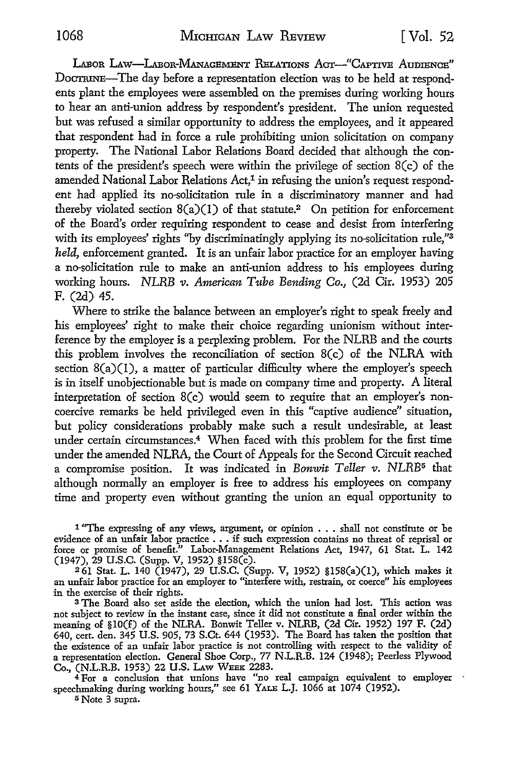LABOR LAW—LABOR-MANAGEMENT RELATIONS ACT—"CAPTIVE AUDIENCE" DOCTRINE—The day before a representation election was to be held at respondents plant the employees were assembled on the premises during working hours to hear an anti-union address by respondent's president. The union requested but was refused a similar opportunity to address the employees, and it appeared that respondent had in force a rule prohibiting union solicitation on company property. The National Labor Relations Board decided that although the contents of the president's speech were within the privilege of section 8(c) of the amended National Labor Relations Act,[1] in refusing the union's request respondent had applied its no-solicitation rule in a discriminatory manner and had thereby violated section 8(a)(1) of that statute.[2] On petition for enforcement of the Board's order requiring respondent to cease and desist from interfering with its employees' rights "by discriminatingly applying its no-solicitation rule,"[3] *held,* enforcement granted. It is an unfair labor practice for an employer having a no-solicitation rule to make an anti-union address to his employees during working hours. *NLRB v. American Tube Bending Co.,* (2d Cir. 1953) 205 F. (2d) 45.

Where to strike the balance between an employer's right to speak freely and his employees' right to make their choice regarding unionism without interference by the employer is a perplexing problem. For the NLRB and the courts this problem involves the reconciliation of section 8(c) of the NLRA with section 8(a)(1), a matter of particular difficulty where the employer's speech is in itself unobjectionable but is made on company time and property. A literal interpretation of section 8(c) would seem to require that an employer's noncoercive remarks be held privileged even in this "captive audience" situation, but policy considerations probably make such a result undesirable, at least under certain circumstances.[4] When faced with this problem for the first time under the amended NLRA, the Court of Appeals for the Second Circuit reached a compromise position. It was indicated in *Bonwit Teller v. NLRB*[5] that although normally an employer is free to address his employees on company time and property even without granting the union an equal opportunity to

[1] "The expressing of any views, argument, or opinion . . . shall not constitute or be evidence of an unfair labor practice . . . if such expression contains no threat of reprisal or force or promise of benefit." Labor-Management Relations Act, 1947, 61 Stat. L. 142 (1947), 29 U.S.C. (Supp. V, 1952) §158(c).

[2] 61 Stat. L. 140 (1947), 29 U.S.C. (Supp. V, 1952) §158(a)(1), which makes it an unfair labor practice for an employer to "interfere with, restrain, or coerce" his employees in the exercise of their rights.

[3] The Board also set aside the election, which the union had lost. This action was not subject to review in the instant case, since it did not constitute a final order within the meaning of §10(f) of the NLRA. Bonwit Teller v. NLRB, (2d Cir. 1952) 197 F. (2d) 640, cert. den. 345 U.S. 905, 73 S.Ct. 644 (1953). The Board has taken the position that the existence of an unfair labor practice is not controlling with respect to the validity of a representation election. General Shoe Corp., 77 N.L.R.B. 124 (1948); Peerless Plywood Co., (N.L.R.B. 1953) 22 U.S. LAW WEEK 2283.

[4] For a conclusion that unions have "no real campaign equivalent to employer speechmaking during working hours," see 61 YALE L.J. 1066 at 1074 (1952).

[5] Note 3 supra.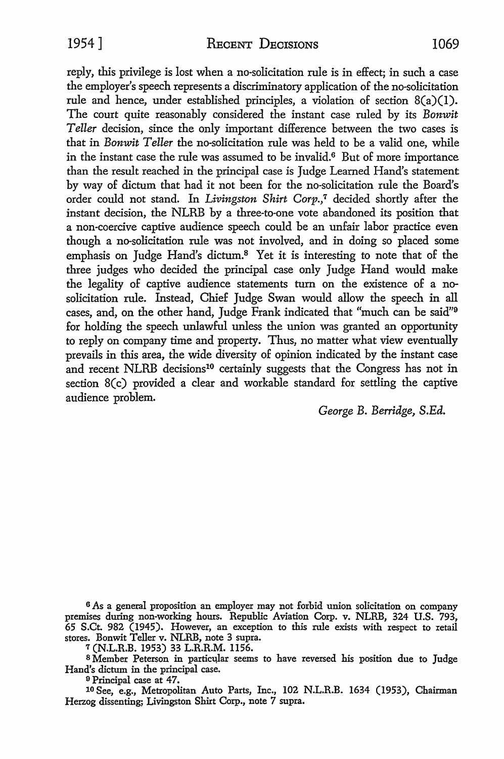reply, this privilege is lost when a no-solicitation rule is in effect; in such a case the employer's speech represents a discriminatory application of the no-solicitation rule and hence, under established principles, a violation of section 8(a)(1). The court quite reasonably considered the instant case ruled by its *Bonwit Teller* decision, since the only important difference between the two cases is that in *Bonwit Teller* the no-solicitation rule was held to be a valid one, while in the instant case the rule was assumed to be invalid.[6] But of more importance than the result reached in the principal case is Judge Learned Hand's statement by way of dictum that had it not been for the no-solicitation rule the Board's order could not stand. In *Livingston Shirt Corp.*,[7] decided shortly after the instant decision, the NLRB by a three-to-one vote abandoned its position that a non-coercive captive audience speech could be an unfair labor practice even though a no-solicitation rule was not involved, and in doing so placed some emphasis on Judge Hand's dictum.[8] Yet it is interesting to note that of the three judges who decided the principal case only Judge Hand would make the legality of captive audience statements turn on the existence of a no-solicitation rule. Instead, Chief Judge Swan would allow the speech in all cases, and, on the other hand, Judge Frank indicated that "much can be said"[9] for holding the speech unlawful unless the union was granted an opportunity to reply on company time and property. Thus, no matter what view eventually prevails in this area, the wide diversity of opinion indicated by the instant case and recent NLRB decisions[10] certainly suggests that the Congress has not in section 8(c) provided a clear and workable standard for settling the captive audience problem.

*George B. Berridge, S.Ed.*

---

[6] As a general proposition an employer may not forbid union solicitation on company premises during non-working hours. Republic Aviation Corp. v. NLRB, 324 U.S. 793, 65 S.Ct. 982 (1945). However, an exception to this rule exists with respect to retail stores. Bonwit Teller v. NLRB, note 3 supra.

[7] (N.L.R.B. 1953) 33 L.R.R.M. 1156.

[8] Member Peterson in particular seems to have reversed his position due to Judge Hand's dictum in the principal case.

[9] Principal case at 47.

[10] See, e.g., Metropolitan Auto Parts, Inc., 102 N.L.R.B. 1634 (1953), Chairman Herzog dissenting; Livingston Shirt Corp., note 7 supra.